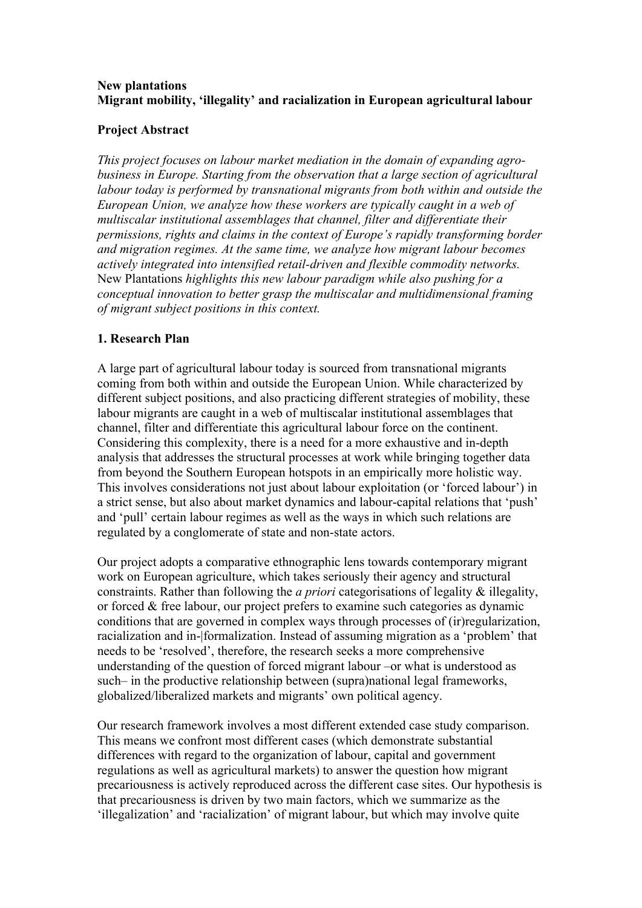**New plantations**
**Migrant mobility, 'illegality' and racialization in European agricultural labour**

**Project Abstract**

*This project focuses on labour market mediation in the domain of expanding agro-business in Europe. Starting from the observation that a large section of agricultural labour today is performed by transnational migrants from both within and outside the European Union, we analyze how these workers are typically caught in a web of multiscalar institutional assemblages that channel, filter and differentiate their permissions, rights and claims in the context of Europe's rapidly transforming border and migration regimes. At the same time, we analyze how migrant labour becomes actively integrated into intensified retail-driven and flexible commodity networks.* New Plantations *highlights this new labour paradigm while also pushing for a conceptual innovation to better grasp the multiscalar and multidimensional framing of migrant subject positions in this context.*

## 1. Research Plan

A large part of agricultural labour today is sourced from transnational migrants coming from both within and outside the European Union. While characterized by different subject positions, and also practicing different strategies of mobility, these labour migrants are caught in a web of multiscalar institutional assemblages that channel, filter and differentiate this agricultural labour force on the continent. Considering this complexity, there is a need for a more exhaustive and in-depth analysis that addresses the structural processes at work while bringing together data from beyond the Southern European hotspots in an empirically more holistic way. This involves considerations not just about labour exploitation (or 'forced labour') in a strict sense, but also about market dynamics and labour-capital relations that 'push' and 'pull' certain labour regimes as well as the ways in which such relations are regulated by a conglomerate of state and non-state actors.

Our project adopts a comparative ethnographic lens towards contemporary migrant work on European agriculture, which takes seriously their agency and structural constraints. Rather than following the *a priori* categorisations of legality & illegality, or forced & free labour, our project prefers to examine such categories as dynamic conditions that are governed in complex ways through processes of (ir)regularization, racialization and in-|formalization. Instead of assuming migration as a 'problem' that needs to be 'resolved', therefore, the research seeks a more comprehensive understanding of the question of forced migrant labour –or what is understood as such– in the productive relationship between (supra)national legal frameworks, globalized/liberalized markets and migrants' own political agency.

Our research framework involves a most different extended case study comparison. This means we confront most different cases (which demonstrate substantial differences with regard to the organization of labour, capital and government regulations as well as agricultural markets) to answer the question how migrant precariousness is actively reproduced across the different case sites. Our hypothesis is that precariousness is driven by two main factors, which we summarize as the 'illegalization' and 'racialization' of migrant labour, but which may involve quite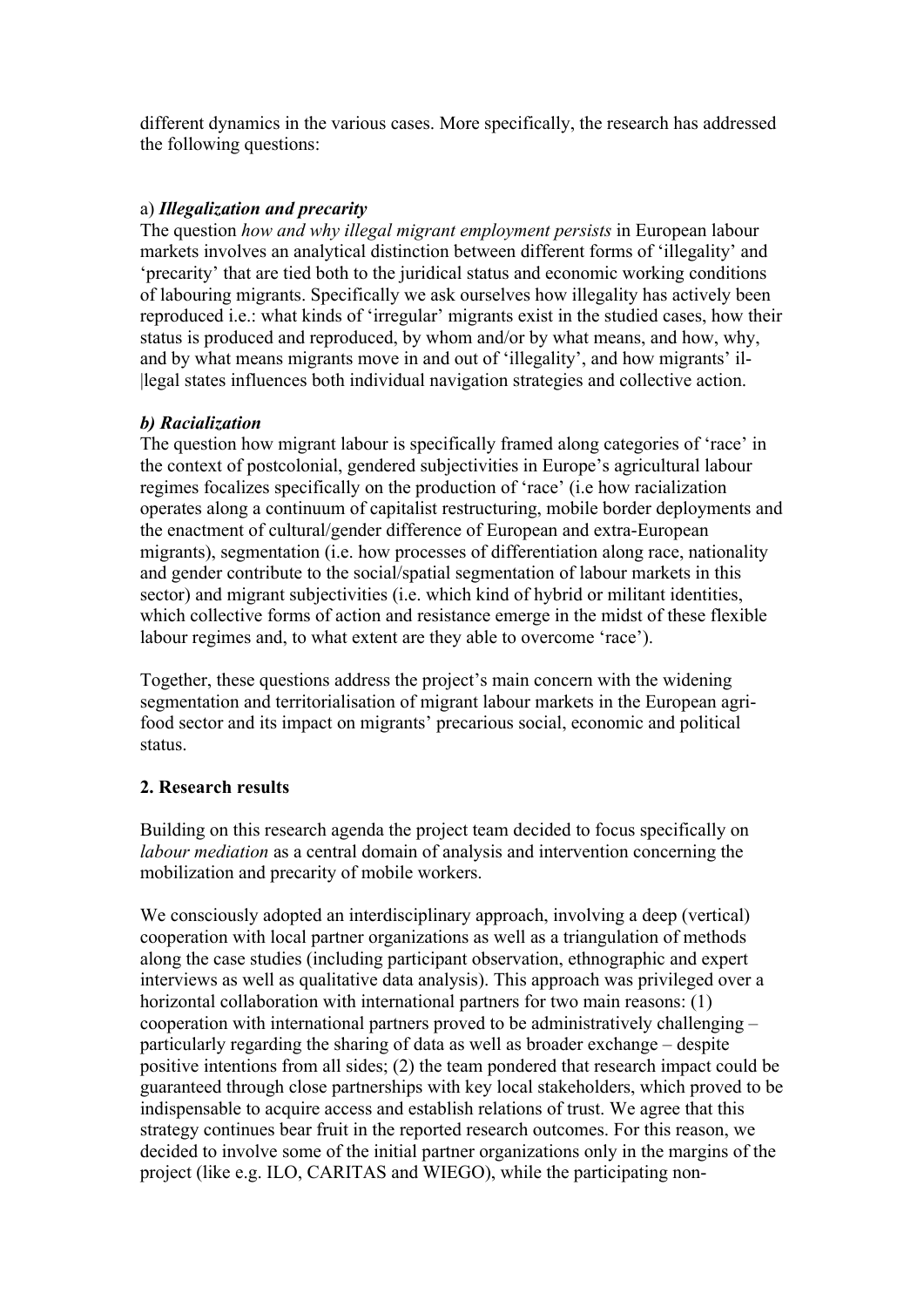different dynamics in the various cases. More specifically, the research has addressed the following questions:

a) ***Illegalization and precarity***

The question *how and why illegal migrant employment persists* in European labour markets involves an analytical distinction between different forms of 'illegality' and 'precarity' that are tied both to the juridical status and economic working conditions of labouring migrants. Specifically we ask ourselves how illegality has actively been reproduced i.e.: what kinds of 'irregular' migrants exist in the studied cases, how their status is produced and reproduced, by whom and/or by what means, and how, why, and by what means migrants move in and out of 'illegality', and how migrants' il-|legal states influences both individual navigation strategies and collective action.

***b) Racialization***

The question how migrant labour is specifically framed along categories of 'race' in the context of postcolonial, gendered subjectivities in Europe's agricultural labour regimes focalizes specifically on the production of 'race' (i.e how racialization operates along a continuum of capitalist restructuring, mobile border deployments and the enactment of cultural/gender difference of European and extra-European migrants), segmentation (i.e. how processes of differentiation along race, nationality and gender contribute to the social/spatial segmentation of labour markets in this sector) and migrant subjectivities (i.e. which kind of hybrid or militant identities, which collective forms of action and resistance emerge in the midst of these flexible labour regimes and, to what extent are they able to overcome 'race').

Together, these questions address the project's main concern with the widening segmentation and territorialisation of migrant labour markets in the European agri-food sector and its impact on migrants' precarious social, economic and political status.

## 2. Research results

Building on this research agenda the project team decided to focus specifically on *labour mediation* as a central domain of analysis and intervention concerning the mobilization and precarity of mobile workers.

We consciously adopted an interdisciplinary approach, involving a deep (vertical) cooperation with local partner organizations as well as a triangulation of methods along the case studies (including participant observation, ethnographic and expert interviews as well as qualitative data analysis). This approach was privileged over a horizontal collaboration with international partners for two main reasons: (1) cooperation with international partners proved to be administratively challenging – particularly regarding the sharing of data as well as broader exchange – despite positive intentions from all sides; (2) the team pondered that research impact could be guaranteed through close partnerships with key local stakeholders, which proved to be indispensable to acquire access and establish relations of trust. We agree that this strategy continues bear fruit in the reported research outcomes. For this reason, we decided to involve some of the initial partner organizations only in the margins of the project (like e.g. ILO, CARITAS and WIEGO), while the participating non-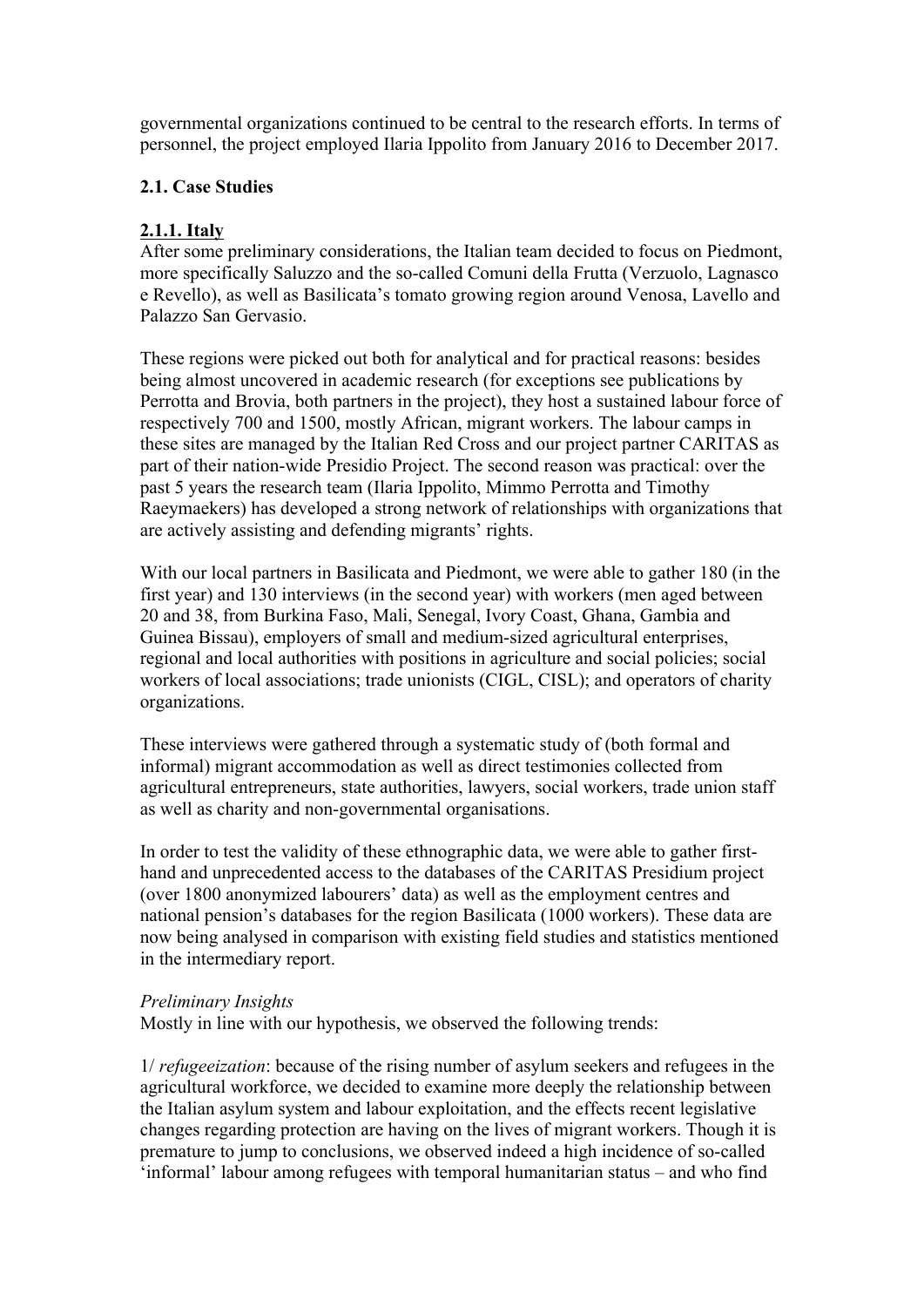governmental organizations continued to be central to the research efforts. In terms of personnel, the project employed Ilaria Ippolito from January 2016 to December 2017.

### 2.1. Case Studies

#### 2.1.1. Italy

After some preliminary considerations, the Italian team decided to focus on Piedmont, more specifically Saluzzo and the so-called Comuni della Frutta (Verzuolo, Lagnasco e Revello), as well as Basilicata's tomato growing region around Venosa, Lavello and Palazzo San Gervasio.

These regions were picked out both for analytical and for practical reasons: besides being almost uncovered in academic research (for exceptions see publications by Perrotta and Brovia, both partners in the project), they host a sustained labour force of respectively 700 and 1500, mostly African, migrant workers. The labour camps in these sites are managed by the Italian Red Cross and our project partner CARITAS as part of their nation-wide Presidio Project. The second reason was practical: over the past 5 years the research team (Ilaria Ippolito, Mimmo Perrotta and Timothy Raeymaekers) has developed a strong network of relationships with organizations that are actively assisting and defending migrants' rights.

With our local partners in Basilicata and Piedmont, we were able to gather 180 (in the first year) and 130 interviews (in the second year) with workers (men aged between 20 and 38, from Burkina Faso, Mali, Senegal, Ivory Coast, Ghana, Gambia and Guinea Bissau), employers of small and medium-sized agricultural enterprises, regional and local authorities with positions in agriculture and social policies; social workers of local associations; trade unionists (CIGL, CISL); and operators of charity organizations.

These interviews were gathered through a systematic study of (both formal and informal) migrant accommodation as well as direct testimonies collected from agricultural entrepreneurs, state authorities, lawyers, social workers, trade union staff as well as charity and non-governmental organisations.

In order to test the validity of these ethnographic data, we were able to gather first-hand and unprecedented access to the databases of the CARITAS Presidium project (over 1800 anonymized labourers' data) as well as the employment centres and national pension's databases for the region Basilicata (1000 workers). These data are now being analysed in comparison with existing field studies and statistics mentioned in the intermediary report.

*Preliminary Insights*

Mostly in line with our hypothesis, we observed the following trends:

1/ *refugeeization*: because of the rising number of asylum seekers and refugees in the agricultural workforce, we decided to examine more deeply the relationship between the Italian asylum system and labour exploitation, and the effects recent legislative changes regarding protection are having on the lives of migrant workers. Though it is premature to jump to conclusions, we observed indeed a high incidence of so-called 'informal' labour among refugees with temporal humanitarian status – and who find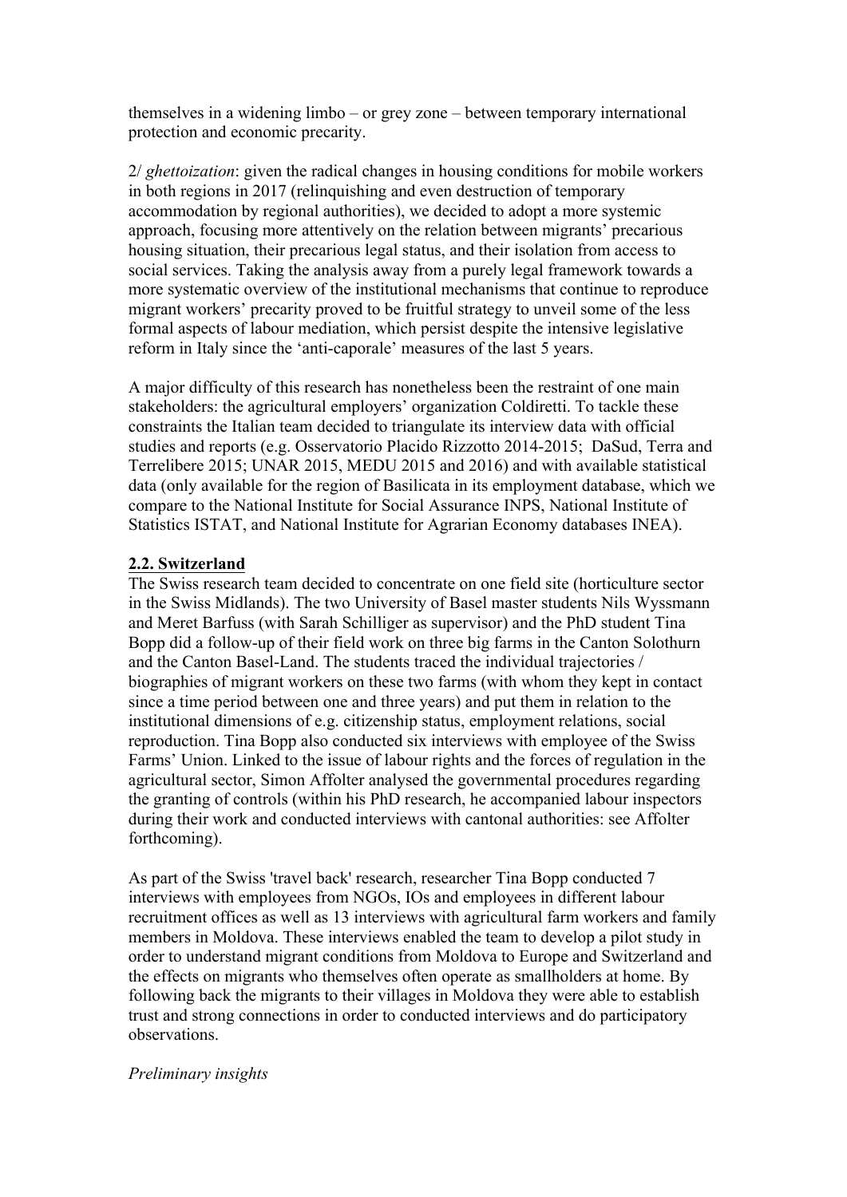themselves in a widening limbo – or grey zone – between temporary international protection and economic precarity.

2/ *ghettoization*: given the radical changes in housing conditions for mobile workers in both regions in 2017 (relinquishing and even destruction of temporary accommodation by regional authorities), we decided to adopt a more systemic approach, focusing more attentively on the relation between migrants' precarious housing situation, their precarious legal status, and their isolation from access to social services. Taking the analysis away from a purely legal framework towards a more systematic overview of the institutional mechanisms that continue to reproduce migrant workers' precarity proved to be fruitful strategy to unveil some of the less formal aspects of labour mediation, which persist despite the intensive legislative reform in Italy since the 'anti-caporale' measures of the last 5 years.

A major difficulty of this research has nonetheless been the restraint of one main stakeholders: the agricultural employers' organization Coldiretti. To tackle these constraints the Italian team decided to triangulate its interview data with official studies and reports (e.g. Osservatorio Placido Rizzotto 2014-2015; DaSud, Terra and Terrelibere 2015; UNAR 2015, MEDU 2015 and 2016) and with available statistical data (only available for the region of Basilicata in its employment database, which we compare to the National Institute for Social Assurance INPS, National Institute of Statistics ISTAT, and National Institute for Agrarian Economy databases INEA).

## 2.2. Switzerland

The Swiss research team decided to concentrate on one field site (horticulture sector in the Swiss Midlands). The two University of Basel master students Nils Wyssmann and Meret Barfuss (with Sarah Schilliger as supervisor) and the PhD student Tina Bopp did a follow-up of their field work on three big farms in the Canton Solothurn and the Canton Basel-Land. The students traced the individual trajectories / biographies of migrant workers on these two farms (with whom they kept in contact since a time period between one and three years) and put them in relation to the institutional dimensions of e.g. citizenship status, employment relations, social reproduction. Tina Bopp also conducted six interviews with employee of the Swiss Farms' Union. Linked to the issue of labour rights and the forces of regulation in the agricultural sector, Simon Affolter analysed the governmental procedures regarding the granting of controls (within his PhD research, he accompanied labour inspectors during their work and conducted interviews with cantonal authorities: see Affolter forthcoming).

As part of the Swiss 'travel back' research, researcher Tina Bopp conducted 7 interviews with employees from NGOs, IOs and employees in different labour recruitment offices as well as 13 interviews with agricultural farm workers and family members in Moldova. These interviews enabled the team to develop a pilot study in order to understand migrant conditions from Moldova to Europe and Switzerland and the effects on migrants who themselves often operate as smallholders at home. By following back the migrants to their villages in Moldova they were able to establish trust and strong connections in order to conducted interviews and do participatory observations.

*Preliminary insights*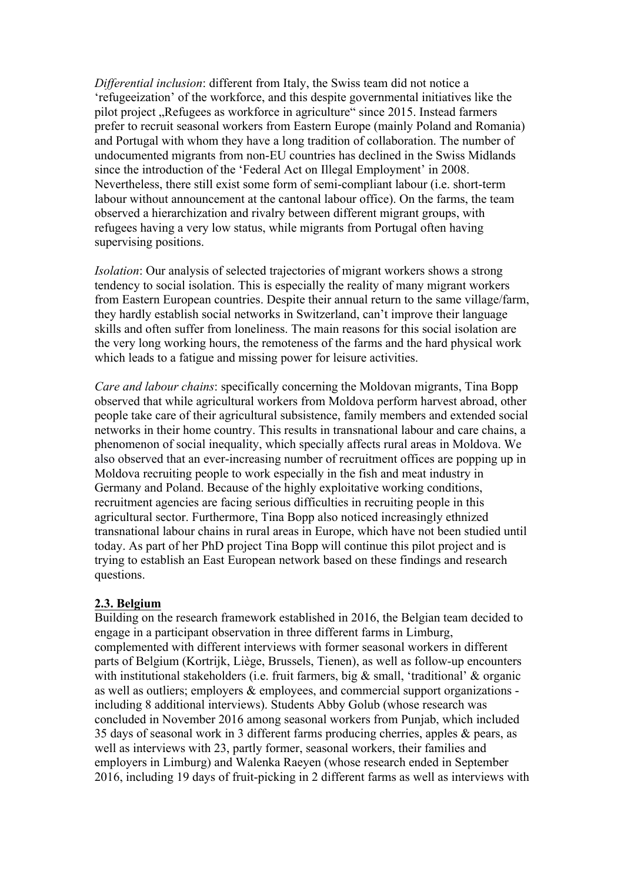*Differential inclusion*: different from Italy, the Swiss team did not notice a 'refugeeization' of the workforce, and this despite governmental initiatives like the pilot project „Refugees as workforce in agriculture" since 2015. Instead farmers prefer to recruit seasonal workers from Eastern Europe (mainly Poland and Romania) and Portugal with whom they have a long tradition of collaboration. The number of undocumented migrants from non-EU countries has declined in the Swiss Midlands since the introduction of the 'Federal Act on Illegal Employment' in 2008. Nevertheless, there still exist some form of semi-compliant labour (i.e. short-term labour without announcement at the cantonal labour office). On the farms, the team observed a hierarchization and rivalry between different migrant groups, with refugees having a very low status, while migrants from Portugal often having supervising positions.

*Isolation*: Our analysis of selected trajectories of migrant workers shows a strong tendency to social isolation. This is especially the reality of many migrant workers from Eastern European countries. Despite their annual return to the same village/farm, they hardly establish social networks in Switzerland, can't improve their language skills and often suffer from loneliness. The main reasons for this social isolation are the very long working hours, the remoteness of the farms and the hard physical work which leads to a fatigue and missing power for leisure activities.

*Care and labour chains*: specifically concerning the Moldovan migrants, Tina Bopp observed that while agricultural workers from Moldova perform harvest abroad, other people take care of their agricultural subsistence, family members and extended social networks in their home country. This results in transnational labour and care chains, a phenomenon of social inequality, which specially affects rural areas in Moldova. We also observed that an ever-increasing number of recruitment offices are popping up in Moldova recruiting people to work especially in the fish and meat industry in Germany and Poland. Because of the highly exploitative working conditions, recruitment agencies are facing serious difficulties in recruiting people in this agricultural sector. Furthermore, Tina Bopp also noticed increasingly ethnized transnational labour chains in rural areas in Europe, which have not been studied until today. As part of her PhD project Tina Bopp will continue this pilot project and is trying to establish an East European network based on these findings and research questions.

## 2.3. Belgium

Building on the research framework established in 2016, the Belgian team decided to engage in a participant observation in three different farms in Limburg, complemented with different interviews with former seasonal workers in different parts of Belgium (Kortrijk, Liège, Brussels, Tienen), as well as follow-up encounters with institutional stakeholders (i.e. fruit farmers, big & small, 'traditional' & organic as well as outliers; employers & employees, and commercial support organizations - including 8 additional interviews). Students Abby Golub (whose research was concluded in November 2016 among seasonal workers from Punjab, which included 35 days of seasonal work in 3 different farms producing cherries, apples & pears, as well as interviews with 23, partly former, seasonal workers, their families and employers in Limburg) and Walenka Raeyen (whose research ended in September 2016, including 19 days of fruit-picking in 2 different farms as well as interviews with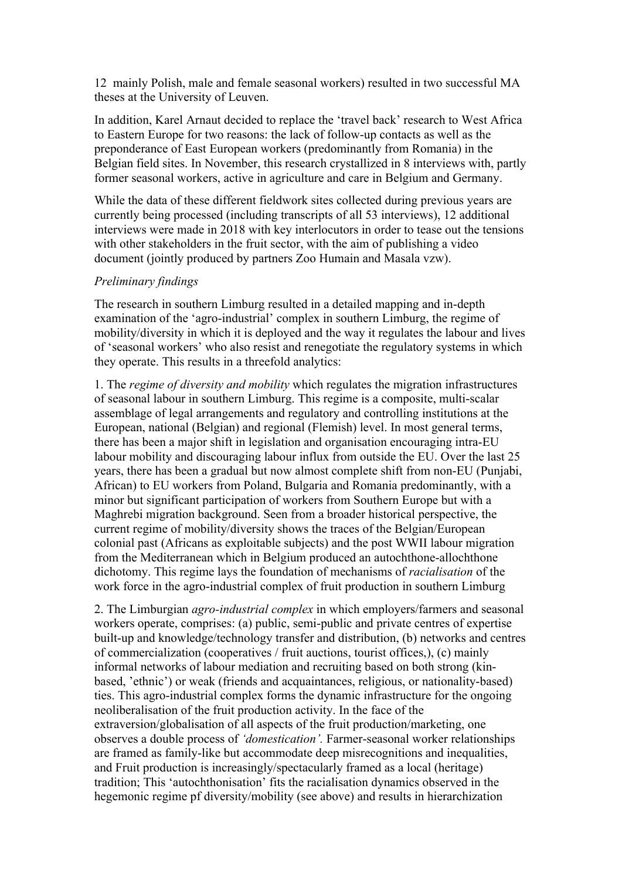12 mainly Polish, male and female seasonal workers) resulted in two successful MA theses at the University of Leuven.

In addition, Karel Arnaut decided to replace the 'travel back' research to West Africa to Eastern Europe for two reasons: the lack of follow-up contacts as well as the preponderance of East European workers (predominantly from Romania) in the Belgian field sites. In November, this research crystallized in 8 interviews with, partly former seasonal workers, active in agriculture and care in Belgium and Germany.

While the data of these different fieldwork sites collected during previous years are currently being processed (including transcripts of all 53 interviews), 12 additional interviews were made in 2018 with key interlocutors in order to tease out the tensions with other stakeholders in the fruit sector, with the aim of publishing a video document (jointly produced by partners Zoo Humain and Masala vzw).

*Preliminary findings*

The research in southern Limburg resulted in a detailed mapping and in-depth examination of the 'agro-industrial' complex in southern Limburg, the regime of mobility/diversity in which it is deployed and the way it regulates the labour and lives of 'seasonal workers' who also resist and renegotiate the regulatory systems in which they operate. This results in a threefold analytics:

1. The *regime of diversity and mobility* which regulates the migration infrastructures of seasonal labour in southern Limburg. This regime is a composite, multi-scalar assemblage of legal arrangements and regulatory and controlling institutions at the European, national (Belgian) and regional (Flemish) level. In most general terms, there has been a major shift in legislation and organisation encouraging intra-EU labour mobility and discouraging labour influx from outside the EU. Over the last 25 years, there has been a gradual but now almost complete shift from non-EU (Punjabi, African) to EU workers from Poland, Bulgaria and Romania predominantly, with a minor but significant participation of workers from Southern Europe but with a Maghrebi migration background. Seen from a broader historical perspective, the current regime of mobility/diversity shows the traces of the Belgian/European colonial past (Africans as exploitable subjects) and the post WWII labour migration from the Mediterranean which in Belgium produced an autochthone-allochthone dichotomy. This regime lays the foundation of mechanisms of *racialisation* of the work force in the agro-industrial complex of fruit production in southern Limburg

2. The Limburgian *agro-industrial complex* in which employers/farmers and seasonal workers operate, comprises: (a) public, semi-public and private centres of expertise built-up and knowledge/technology transfer and distribution, (b) networks and centres of commercialization (cooperatives / fruit auctions, tourist offices,), (c) mainly informal networks of labour mediation and recruiting based on both strong (kin-based, 'ethnic') or weak (friends and acquaintances, religious, or nationality-based) ties. This agro-industrial complex forms the dynamic infrastructure for the ongoing neoliberalisation of the fruit production activity. In the face of the extraversion/globalisation of all aspects of the fruit production/marketing, one observes a double process of *'domestication'.* Farmer-seasonal worker relationships are framed as family-like but accommodate deep misrecognitions and inequalities, and Fruit production is increasingly/spectacularly framed as a local (heritage) tradition; This 'autochthonisation' fits the racialisation dynamics observed in the hegemonic regime pf diversity/mobility (see above) and results in hierarchization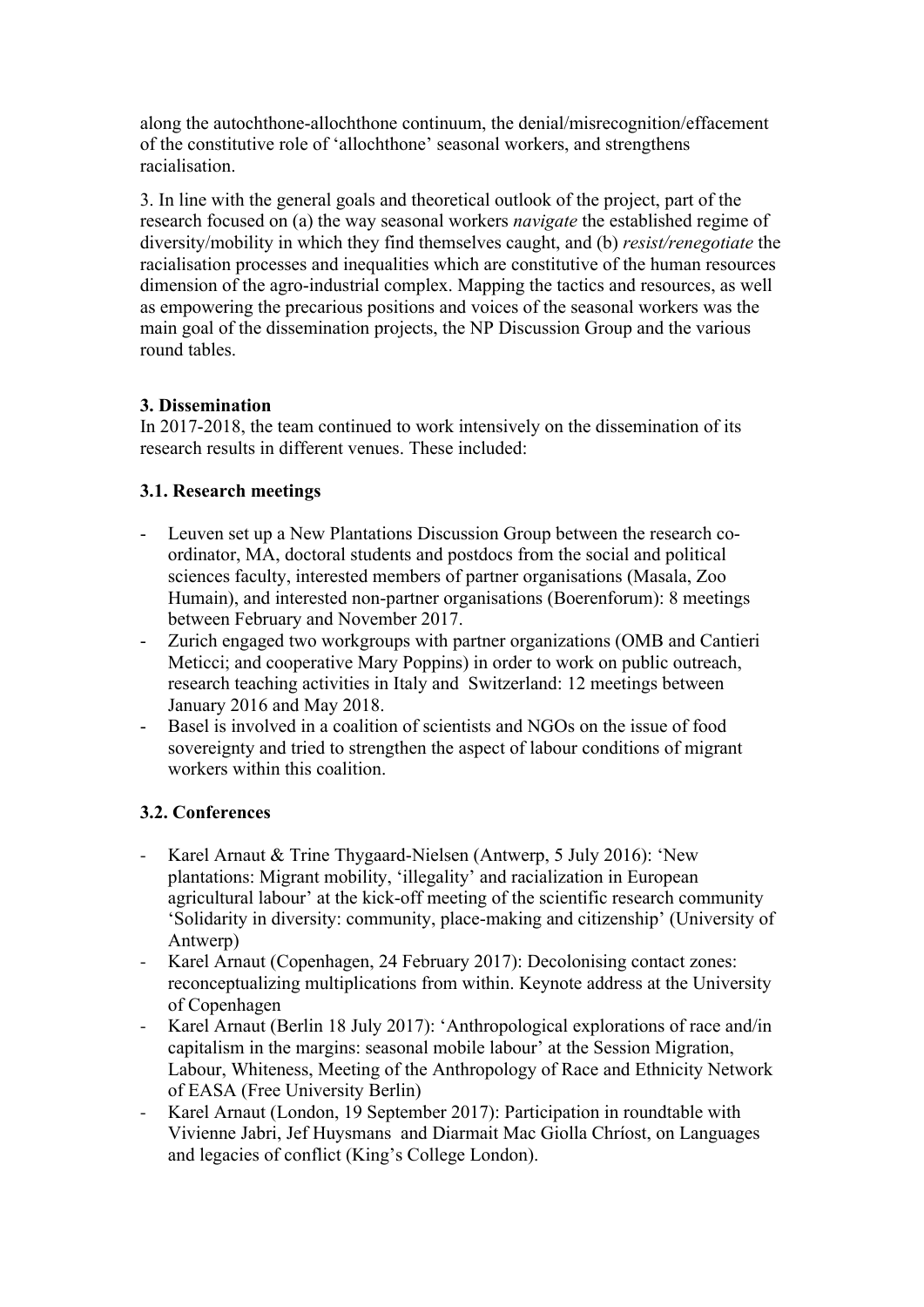along the autochthone-allochthone continuum, the denial/misrecognition/effacement of the constitutive role of 'allochthone' seasonal workers, and strengthens racialisation.

3. In line with the general goals and theoretical outlook of the project, part of the research focused on (a) the way seasonal workers *navigate* the established regime of diversity/mobility in which they find themselves caught, and (b) *resist/renegotiate* the racialisation processes and inequalities which are constitutive of the human resources dimension of the agro-industrial complex. Mapping the tactics and resources, as well as empowering the precarious positions and voices of the seasonal workers was the main goal of the dissemination projects, the NP Discussion Group and the various round tables.

### 3. Dissemination

In 2017-2018, the team continued to work intensively on the dissemination of its research results in different venues. These included:

#### 3.1. Research meetings

- Leuven set up a New Plantations Discussion Group between the research co-ordinator, MA, doctoral students and postdocs from the social and political sciences faculty, interested members of partner organisations (Masala, Zoo Humain), and interested non-partner organisations (Boerenforum): 8 meetings between February and November 2017.
- Zurich engaged two workgroups with partner organizations (OMB and Cantieri Meticci; and cooperative Mary Poppins) in order to work on public outreach, research teaching activities in Italy and Switzerland: 12 meetings between January 2016 and May 2018.
- Basel is involved in a coalition of scientists and NGOs on the issue of food sovereignty and tried to strengthen the aspect of labour conditions of migrant workers within this coalition.

#### 3.2. Conferences

- Karel Arnaut & Trine Thygaard-Nielsen (Antwerp, 5 July 2016): 'New plantations: Migrant mobility, 'illegality' and racialization in European agricultural labour' at the kick-off meeting of the scientific research community 'Solidarity in diversity: community, place-making and citizenship' (University of Antwerp)
- Karel Arnaut (Copenhagen, 24 February 2017): Decolonising contact zones: reconceptualizing multiplications from within. Keynote address at the University of Copenhagen
- Karel Arnaut (Berlin 18 July 2017): 'Anthropological explorations of race and/in capitalism in the margins: seasonal mobile labour' at the Session Migration, Labour, Whiteness, Meeting of the Anthropology of Race and Ethnicity Network of EASA (Free University Berlin)
- Karel Arnaut (London, 19 September 2017): Participation in roundtable with Vivienne Jabri, Jef Huysmans and Diarmait Mac Giolla Chríost, on Languages and legacies of conflict (King's College London).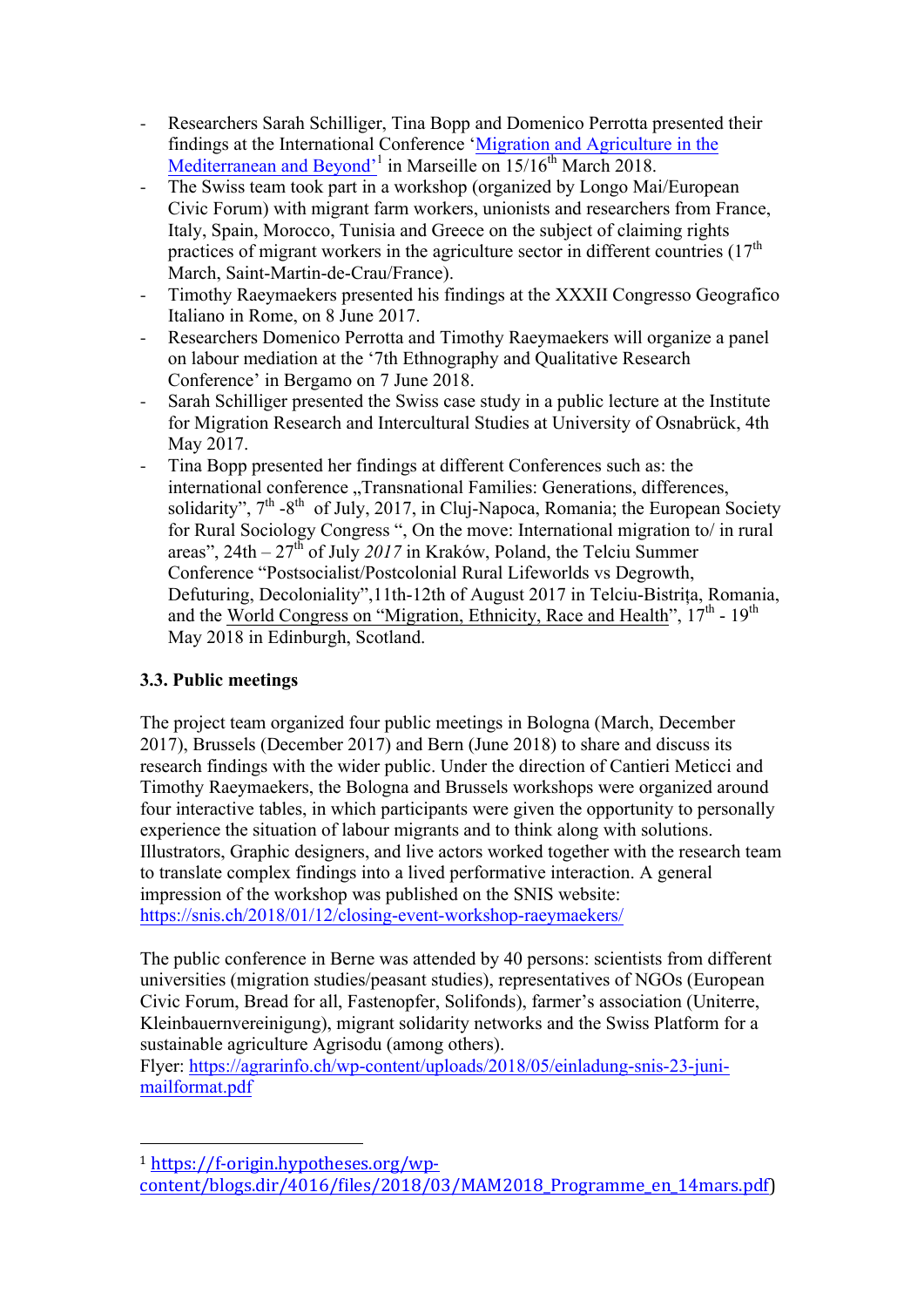- Researchers Sarah Schilliger, Tina Bopp and Domenico Perrotta presented their findings at the International Conference '[Migration and Agriculture in the Mediterranean and Beyond](https://f-origin.hypotheses.org/wp-content/blogs.dir/4016/files/2018/03/MAM2018_Programme_en_14mars.pdf)'[1] in Marseille on 15/16th March 2018.
- The Swiss team took part in a workshop (organized by Longo Mai/European Civic Forum) with migrant farm workers, unionists and researchers from France, Italy, Spain, Morocco, Tunisia and Greece on the subject of claiming rights practices of migrant workers in the agriculture sector in different countries (17th March, Saint-Martin-de-Crau/France).
- Timothy Raeymaekers presented his findings at the XXXII Congresso Geografico Italiano in Rome, on 8 June 2017.
- Researchers Domenico Perrotta and Timothy Raeymaekers will organize a panel on labour mediation at the '7th Ethnography and Qualitative Research Conference' in Bergamo on 7 June 2018.
- Sarah Schilliger presented the Swiss case study in a public lecture at the Institute for Migration Research and Intercultural Studies at University of Osnabrück, 4th May 2017.
- Tina Bopp presented her findings at different Conferences such as: the international conference „Transnational Families: Generations, differences, solidarity", 7th -8th of July, 2017, in Cluj-Napoca, Romania; the European Society for Rural Sociology Congress ", On the move: International migration to/ in rural areas", 24th – 27th of July *2017* in Kraków, Poland, the Telciu Summer Conference "Postsocialist/Postcolonial Rural Lifeworlds vs Degrowth, Defuturing, Decoloniality",11th-12th of August 2017 in Telciu-Bistrița, Romania, and the World Congress on "Migration, Ethnicity, Race and Health", 17th - 19th May 2018 in Edinburgh, Scotland.

### 3.3. Public meetings

The project team organized four public meetings in Bologna (March, December 2017), Brussels (December 2017) and Bern (June 2018) to share and discuss its research findings with the wider public. Under the direction of Cantieri Meticci and Timothy Raeymaekers, the Bologna and Brussels workshops were organized around four interactive tables, in which participants were given the opportunity to personally experience the situation of labour migrants and to think along with solutions. Illustrators, Graphic designers, and live actors worked together with the research team to translate complex findings into a lived performative interaction. A general impression of the workshop was published on the SNIS website: https://snis.ch/2018/01/12/closing-event-workshop-raeymaekers/

The public conference in Berne was attended by 40 persons: scientists from different universities (migration studies/peasant studies), representatives of NGOs (European Civic Forum, Bread for all, Fastenopfer, Solifonds), farmer's association (Uniterre, Kleinbauernvereinigung), migrant solidarity networks and the Swiss Platform for a sustainable agriculture Agrisodu (among others).
Flyer: https://agrarinfo.ch/wp-content/uploads/2018/05/einladung-snis-23-juni-mailformat.pdf

---

[1] https://f-origin.hypotheses.org/wp-content/blogs.dir/4016/files/2018/03/MAM2018_Programme_en_14mars.pdf)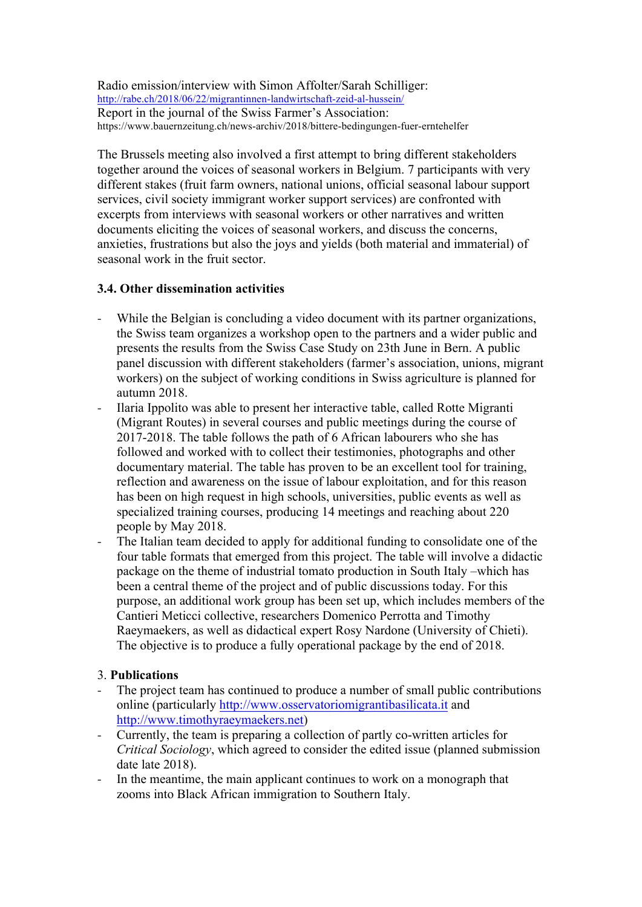Radio emission/interview with Simon Affolter/Sarah Schilliger:
http://rabe.ch/2018/06/22/migrantinnen-landwirtschaft-zeid-al-hussein/
Report in the journal of the Swiss Farmer's Association:
https://www.bauernzeitung.ch/news-archiv/2018/bittere-bedingungen-fuer-erntehelfer

The Brussels meeting also involved a first attempt to bring different stakeholders together around the voices of seasonal workers in Belgium. 7 participants with very different stakes (fruit farm owners, national unions, official seasonal labour support services, civil society immigrant worker support services) are confronted with excerpts from interviews with seasonal workers or other narratives and written documents eliciting the voices of seasonal workers, and discuss the concerns, anxieties, frustrations but also the joys and yields (both material and immaterial) of seasonal work in the fruit sector.

### 3.4. Other dissemination activities

- While the Belgian is concluding a video document with its partner organizations, the Swiss team organizes a workshop open to the partners and a wider public and presents the results from the Swiss Case Study on 23th June in Bern. A public panel discussion with different stakeholders (farmer's association, unions, migrant workers) on the subject of working conditions in Swiss agriculture is planned for autumn 2018.
- Ilaria Ippolito was able to present her interactive table, called Rotte Migranti (Migrant Routes) in several courses and public meetings during the course of 2017-2018. The table follows the path of 6 African labourers who she has followed and worked with to collect their testimonies, photographs and other documentary material. The table has proven to be an excellent tool for training, reflection and awareness on the issue of labour exploitation, and for this reason has been on high request in high schools, universities, public events as well as specialized training courses, producing 14 meetings and reaching about 220 people by May 2018.
- The Italian team decided to apply for additional funding to consolidate one of the four table formats that emerged from this project. The table will involve a didactic package on the theme of industrial tomato production in South Italy –which has been a central theme of the project and of public discussions today. For this purpose, an additional work group has been set up, which includes members of the Cantieri Meticci collective, researchers Domenico Perrotta and Timothy Raeymaekers, as well as didactical expert Rosy Nardone (University of Chieti). The objective is to produce a fully operational package by the end of 2018.

### 3. Publications

- The project team has continued to produce a number of small public contributions online (particularly http://www.osservatoriomigrantibasilicata.it and http://www.timothyraeymaekers.net)
- Currently, the team is preparing a collection of partly co-written articles for *Critical Sociology*, which agreed to consider the edited issue (planned submission date late 2018).
- In the meantime, the main applicant continues to work on a monograph that zooms into Black African immigration to Southern Italy.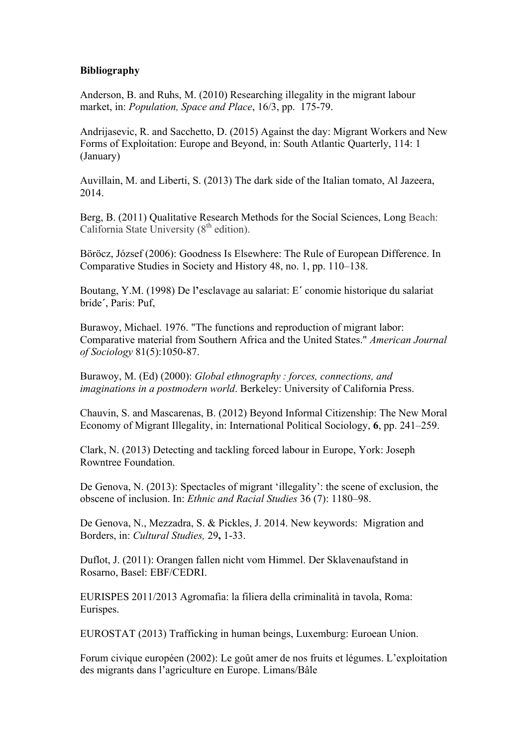**Bibliography**

Anderson, B. and Ruhs, M. (2010) Researching illegality in the migrant labour market, in: *Population, Space and Place*, 16/3, pp. 175-79.

Andrijasevic, R. and Sacchetto, D. (2015) Against the day: Migrant Workers and New Forms of Exploitation: Europe and Beyond, in: South Atlantic Quarterly, 114: 1 (January)

Auvillain, M. and Liberti, S. (2013) The dark side of the Italian tomato, Al Jazeera, 2014.

Berg, B. (2011) Qualitative Research Methods for the Social Sciences, Long Beach: California State University (8th edition).

Böröcz, József (2006): Goodness Is Elsewhere: The Rule of European Difference. In Comparative Studies in Society and History 48, no. 1, pp. 110–138.

Boutang, Y.M. (1998) De l'esclavage au salariat: E´ conomie historique du salariat bride´, Paris: Puf,

Burawoy, Michael. 1976. "The functions and reproduction of migrant labor: Comparative material from Southern Africa and the United States." *American Journal of Sociology* 81(5):1050-87.

Burawoy, M. (Ed) (2000): *Global ethnography : forces, connections, and imaginations in a postmodern world*. Berkeley: University of California Press.

Chauvin, S. and Mascarenas, B. (2012) Beyond Informal Citizenship: The New Moral Economy of Migrant Illegality, in: International Political Sociology, **6**, pp. 241–259.

Clark, N. (2013) Detecting and tackling forced labour in Europe, York: Joseph Rowntree Foundation.

De Genova, N. (2013): Spectacles of migrant 'illegality': the scene of exclusion, the obscene of inclusion. In: *Ethnic and Racial Studies* 36 (7): 1180–98.

De Genova, N., Mezzadra, S. & Pickles, J. 2014. New keywords: Migration and Borders, in: *Cultural Studies,* 29**,** 1-33.

Duflot, J. (2011): Orangen fallen nicht vom Himmel. Der Sklavenaufstand in Rosarno, Basel: EBF/CEDRI.

EURISPES 2011/2013 Agromafia: la filiera della criminalità in tavola, Roma: Eurispes.

EUROSTAT (2013) Trafficking in human beings, Luxemburg: Euroean Union.

Forum civique européen (2002): Le goût amer de nos fruits et légumes. L'exploitation des migrants dans l'agriculture en Europe. Limans/Bâle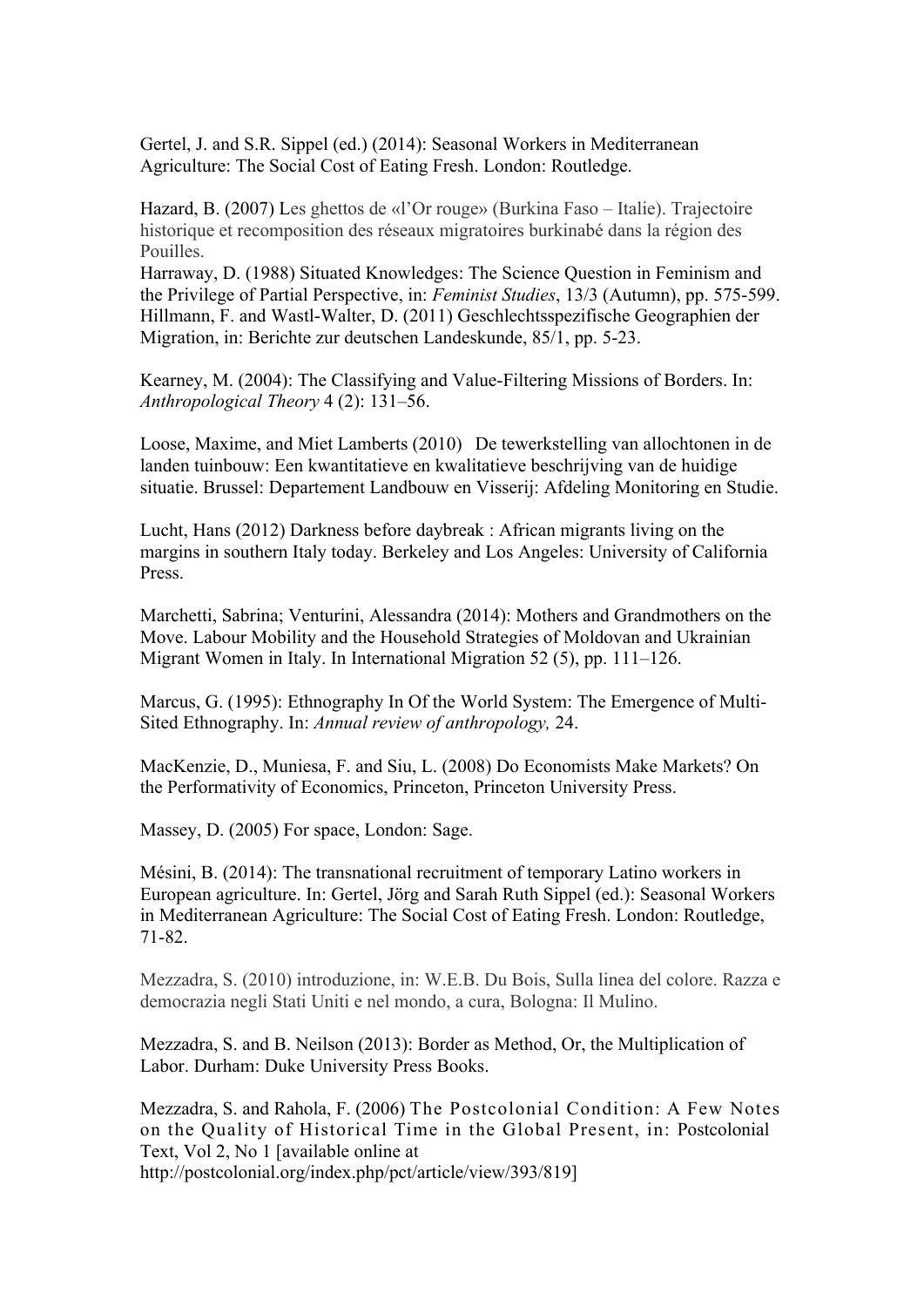Gertel, J. and S.R. Sippel (ed.) (2014): Seasonal Workers in Mediterranean Agriculture: The Social Cost of Eating Fresh. London: Routledge.

Hazard, B. (2007) Les ghettos de «l'Or rouge» (Burkina Faso – Italie). Trajectoire historique et recomposition des réseaux migratoires burkinabé dans la région des Pouilles.

Harraway, D. (1988) Situated Knowledges: The Science Question in Feminism and the Privilege of Partial Perspective, in: *Feminist Studies*, 13/3 (Autumn), pp. 575-599.

Hillmann, F. and Wastl-Walter, D. (2011) Geschlechtsspezifische Geographien der Migration, in: Berichte zur deutschen Landeskunde, 85/1, pp. 5-23.

Kearney, M. (2004): The Classifying and Value-Filtering Missions of Borders. In: *Anthropological Theory* 4 (2): 131–56.

Loose, Maxime, and Miet Lamberts (2010) De tewerkstelling van allochtonen in de landen tuinbouw: Een kwantitatieve en kwalitatieve beschrijving van de huidige situatie. Brussel: Departement Landbouw en Visserij: Afdeling Monitoring en Studie.

Lucht, Hans (2012) Darkness before daybreak : African migrants living on the margins in southern Italy today. Berkeley and Los Angeles: University of California Press.

Marchetti, Sabrina; Venturini, Alessandra (2014): Mothers and Grandmothers on the Move. Labour Mobility and the Household Strategies of Moldovan and Ukrainian Migrant Women in Italy. In International Migration 52 (5), pp. 111–126.

Marcus, G. (1995): Ethnography In Of the World System: The Emergence of Multi-Sited Ethnography. In: *Annual review of anthropology,* 24.

MacKenzie, D., Muniesa, F. and Siu, L. (2008) Do Economists Make Markets? On the Performativity of Economics, Princeton, Princeton University Press.

Massey, D. (2005) For space, London: Sage.

Mésini, B. (2014): The transnational recruitment of temporary Latino workers in European agriculture. In: Gertel, Jörg and Sarah Ruth Sippel (ed.): Seasonal Workers in Mediterranean Agriculture: The Social Cost of Eating Fresh. London: Routledge, 71-82.

Mezzadra, S. (2010) introduzione, in: W.E.B. Du Bois, Sulla linea del colore. Razza e democrazia negli Stati Uniti e nel mondo, a cura, Bologna: Il Mulino.

Mezzadra, S. and B. Neilson (2013): Border as Method, Or, the Multiplication of Labor. Durham: Duke University Press Books.

Mezzadra, S. and Rahola, F. (2006) The Postcolonial Condition: A Few Notes on the Quality of Historical Time in the Global Present, in: Postcolonial Text, Vol 2, No 1 [available online at http://postcolonial.org/index.php/pct/article/view/393/819]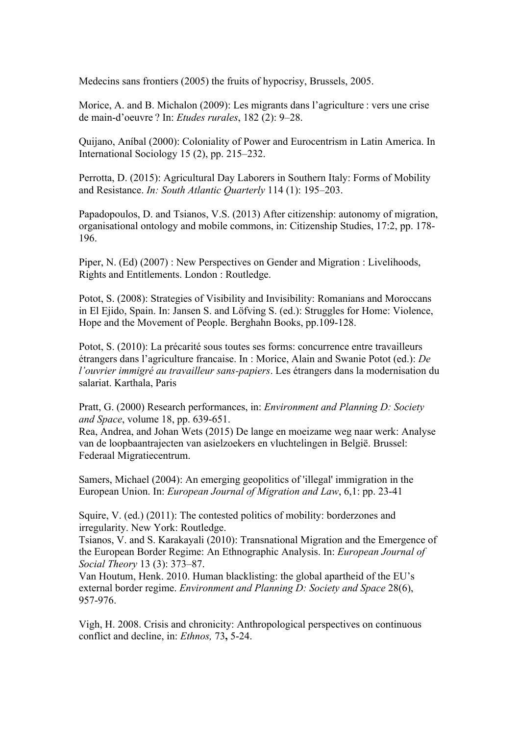Medecins sans frontiers (2005) the fruits of hypocrisy, Brussels, 2005.

Morice, A. and B. Michalon (2009): Les migrants dans l'agriculture : vers une crise de main-d'oeuvre ? In: *Etudes rurales*, 182 (2): 9–28.

Quijano, Aníbal (2000): Coloniality of Power and Eurocentrism in Latin America. In International Sociology 15 (2), pp. 215–232.

Perrotta, D. (2015): Agricultural Day Laborers in Southern Italy: Forms of Mobility and Resistance. *In: South Atlantic Quarterly* 114 (1): 195–203.

Papadopoulos, D. and Tsianos, V.S. (2013) After citizenship: autonomy of migration, organisational ontology and mobile commons, in: Citizenship Studies, 17:2, pp. 178-196.

Piper, N. (Ed) (2007) : New Perspectives on Gender and Migration : Livelihoods, Rights and Entitlements. London : Routledge.

Potot, S. (2008): Strategies of Visibility and Invisibility: Romanians and Moroccans in El Ejido, Spain. In: Jansen S. and Löfving S. (ed.): Struggles for Home: Violence, Hope and the Movement of People. Berghahn Books, pp.109-128.

Potot, S. (2010): La précarité sous toutes ses forms: concurrence entre travailleurs étrangers dans l'agriculture francaise. In : Morice, Alain and Swanie Potot (ed.): *De l'ouvrier immigré au travailleur sans-papiers*. Les étrangers dans la modernisation du salariat. Karthala, Paris

Pratt, G. (2000) Research performances, in: *Environment and Planning D: Society and Space*, volume 18, pp. 639-651.

Rea, Andrea, and Johan Wets (2015) De lange en moeizame weg naar werk: Analyse van de loopbaantrajecten van asielzoekers en vluchtelingen in België. Brussel: Federaal Migratiecentrum.

Samers, Michael (2004): An emerging geopolitics of 'illegal' immigration in the European Union. In: *European Journal of Migration and Law*, 6,1: pp. 23-41

Squire, V. (ed.) (2011): The contested politics of mobility: borderzones and irregularity. New York: Routledge.

Tsianos, V. and S. Karakayali (2010): Transnational Migration and the Emergence of the European Border Regime: An Ethnographic Analysis. In: *European Journal of Social Theory* 13 (3): 373–87.

Van Houtum, Henk. 2010. Human blacklisting: the global apartheid of the EU's external border regime. *Environment and Planning D: Society and Space* 28(6), 957-976.

Vigh, H. 2008. Crisis and chronicity: Anthropological perspectives on continuous conflict and decline, in: *Ethnos,* 73**,** 5-24.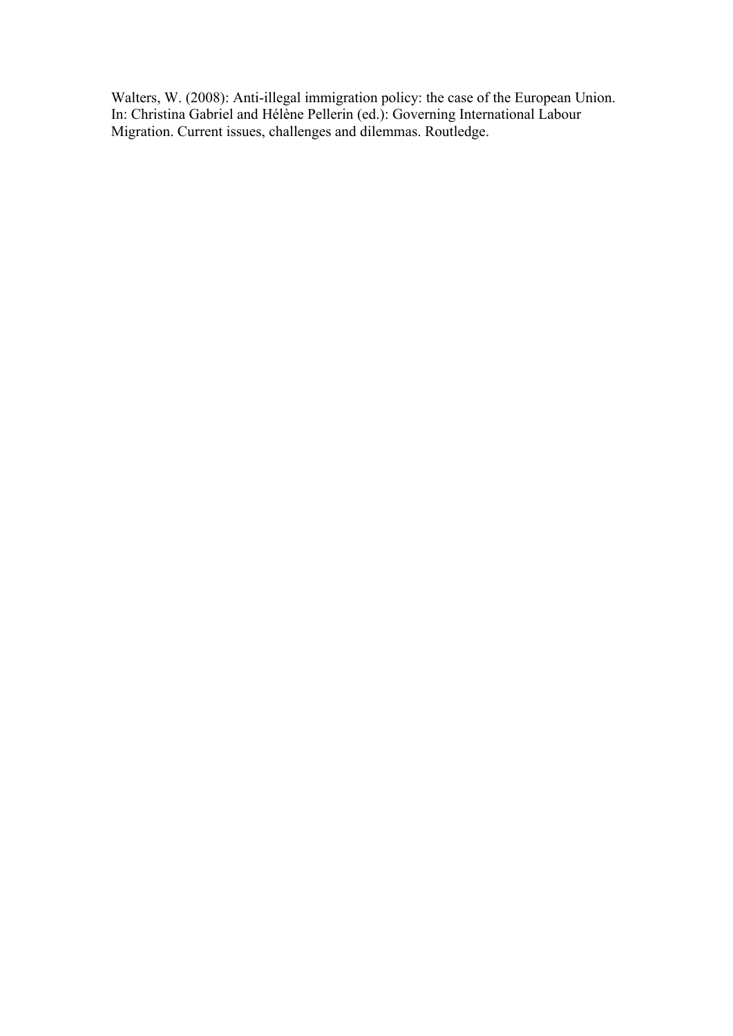Walters, W. (2008): Anti-illegal immigration policy: the case of the European Union. In: Christina Gabriel and Hélène Pellerin (ed.): Governing International Labour Migration. Current issues, challenges and dilemmas. Routledge.